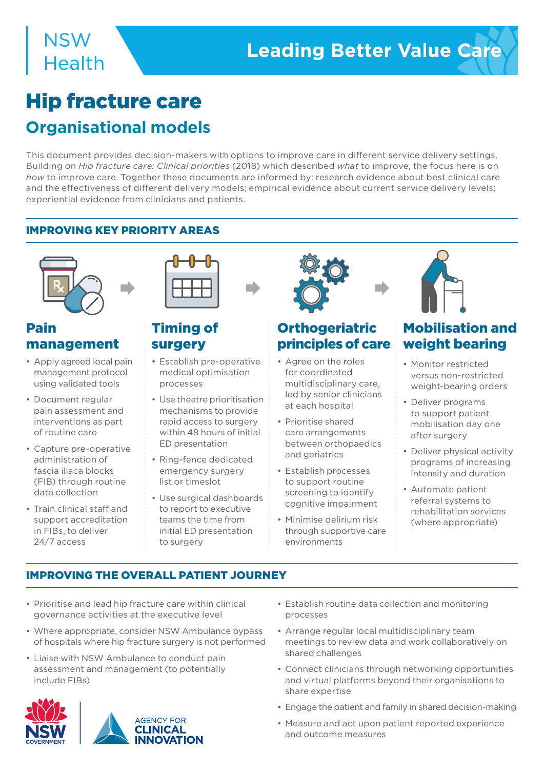NSW Health

Leading Better Value Care

# Hip fracture care

## Organisational models

This document provides decision-makers with options to improve care in different service delivery settings. Building on *Hip fracture care: Clinical priorities* (2018) which described *what* to improve, the focus here is on *how* to improve care. Together these documents are informed by: research evidence about best clinical care and the effectiveness of different delivery models; empirical evidence about current service delivery levels; experiential evidence from clinicians and patients.

### IMPROVING KEY PRIORITY AREAS

#### Pain management

- Apply agreed local pain management protocol using validated tools
- Document regular pain assessment and interventions as part of routine care
- Capture pre-operative administration of fascia iliaca blocks (FIB) through routine data collection
- Train clinical staff and support accreditation in FIBs, to deliver 24/7 access

#### Timing of surgery

- Establish pre-operative medical optimisation processes
- Use theatre prioritisation mechanisms to provide rapid access to surgery within 48 hours of initial ED presentation
- Ring-fence dedicated emergency surgery list or timeslot
- Use surgical dashboards to report to executive teams the time from initial ED presentation to surgery

#### Orthogeriatric principles of care

- Agree on the roles for coordinated multidisciplinary care, led by senior clinicians at each hospital
- Prioritise shared care arrangements between orthopaedics and geriatrics
- Establish processes to support routine screening to identify cognitive impairment
- Minimise delirium risk through supportive care environments

#### Mobilisation and weight bearing

- Monitor restricted versus non-restricted weight-bearing orders
- Deliver programs to support patient mobilisation day one after surgery
- Deliver physical activity programs of increasing intensity and duration
- Automate patient referral systems to rehabilitation services (where appropriate)

### IMPROVING THE OVERALL PATIENT JOURNEY

- Prioritise and lead hip fracture care within clinical governance activities at the executive level
- Where appropriate, consider NSW Ambulance bypass of hospitals where hip fracture surgery is not performed
- Liaise with NSW Ambulance to conduct pain assessment and management (to potentially include FIBs)
- Establish routine data collection and monitoring processes
- Arrange regular local multidisciplinary team meetings to review data and work collaboratively on shared challenges
- Connect clinicians through networking opportunities and virtual platforms beyond their organisations to share expertise
- Engage the patient and family in shared decision-making
- Measure and act upon patient reported experience and outcome measures

NSW GOVERNMENT | AGENCY FOR CLINICAL INNOVATION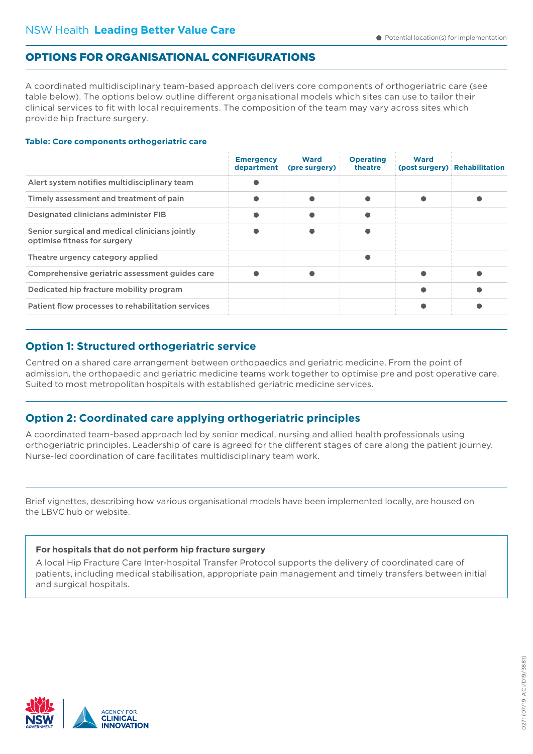● Potential location(s) for implementation

## OPTIONS FOR ORGANISATIONAL CONFIGURATIONS

A coordinated multidisciplinary team-based approach delivers core components of orthogeriatric care (see table below). The options below outline different organisational models which sites can use to tailor their clinical services to fit with local requirements. The composition of the team may vary across sites which provide hip fracture surgery.

**Table: Core components orthogeriatric care**

| | Emergency department | Ward (pre surgery) | Operating theatre | Ward (post surgery) | Rehabilitation |
|---|---|---|---|---|---|
| Alert system notifies multidisciplinary team | ● | | | | |
| Timely assessment and treatment of pain | ● | ● | ● | ● | ● |
| Designated clinicians administer FIB | ● | ● | ● | | |
| Senior surgical and medical clinicians jointly optimise fitness for surgery | ● | ● | ● | | |
| Theatre urgency category applied | | | ● | | |
| Comprehensive geriatric assessment guides care | ● | ● | | ● | ● |
| Dedicated hip fracture mobility program | | | | ● | ● |
| Patient flow processes to rehabilitation services | | | | ● | ● |

### Option 1: Structured orthogeriatric service

Centred on a shared care arrangement between orthopaedics and geriatric medicine. From the point of admission, the orthopaedic and geriatric medicine teams work together to optimise pre and post operative care. Suited to most metropolitan hospitals with established geriatric medicine services.

### Option 2: Coordinated care applying orthogeriatric principles

A coordinated team-based approach led by senior medical, nursing and allied health professionals using orthogeriatric principles. Leadership of care is agreed for the different stages of care along the patient journey. Nurse-led coordination of care facilitates multidisciplinary team work.

Brief vignettes, describing how various organisational models have been implemented locally, are housed on the LBVC hub or website.

**For hospitals that do not perform hip fracture surgery**

A local Hip Fracture Care Inter-hospital Transfer Protocol supports the delivery of coordinated care of patients, including medical stabilisation, appropriate pain management and timely transfers between initial and surgical hospitals.

0271 (07/19; ACI/D19/3881)